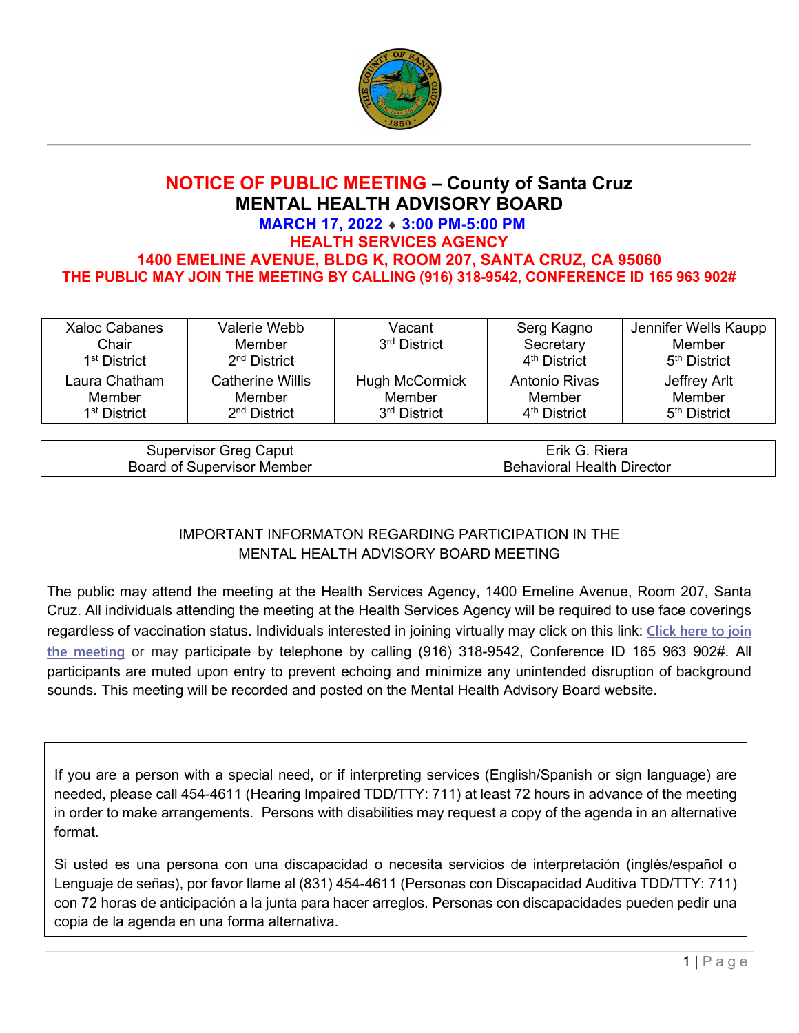# NOTICE OF PUBLIC MEETING – County of Santa Cruz

## MENTAL HEALTH ADVISORY BOARD

**MARCH 17, 2022 ♦ 3:00 PM-5:00 PM**

**HEALTH SERVICES AGENCY**

**1400 EMELINE AVENUE, BLDG K, ROOM 207, SANTA CRUZ, CA 95060**

**THE PUBLIC MAY JOIN THE MEETING BY CALLING (916) 318-9542, CONFERENCE ID 165 963 902#**

| Xaloc Cabanes<br>Chair<br>1st District | Valerie Webb<br>Member<br>2nd District | Vacant<br>3rd District | Serg Kagno<br>Secretary<br>4th District | Jennifer Wells Kaupp<br>Member<br>5th District |
|---|---|---|---|---|
| Laura Chatham<br>Member<br>1st District | Catherine Willis<br>Member<br>2nd District | Hugh McCormick<br>Member<br>3rd District | Antonio Rivas<br>Member<br>4th District | Jeffrey Arlt<br>Member<br>5th District |

| Supervisor Greg Caput<br>Board of Supervisor Member | Erik G. Riera<br>Behavioral Health Director |
|---|---|

IMPORTANT INFORMATON REGARDING PARTICIPATION IN THE MENTAL HEALTH ADVISORY BOARD MEETING

The public may attend the meeting at the Health Services Agency, 1400 Emeline Avenue, Room 207, Santa Cruz. All individuals attending the meeting at the Health Services Agency will be required to use face coverings regardless of vaccination status. Individuals interested in joining virtually may click on this link: Click here to join the meeting or may participate by telephone by calling (916) 318-9542, Conference ID 165 963 902#. All participants are muted upon entry to prevent echoing and minimize any unintended disruption of background sounds. This meeting will be recorded and posted on the Mental Health Advisory Board website.

If you are a person with a special need, or if interpreting services (English/Spanish or sign language) are needed, please call 454-4611 (Hearing Impaired TDD/TTY: 711) at least 72 hours in advance of the meeting in order to make arrangements. Persons with disabilities may request a copy of the agenda in an alternative format.

Si usted es una persona con una discapacidad o necesita servicios de interpretación (inglés/español o Lenguaje de señas), por favor llame al (831) 454-4611 (Personas con Discapacidad Auditiva TDD/TTY: 711) con 72 horas de anticipación a la junta para hacer arreglos. Personas con discapacidades pueden pedir una copia de la agenda en una forma alternativa.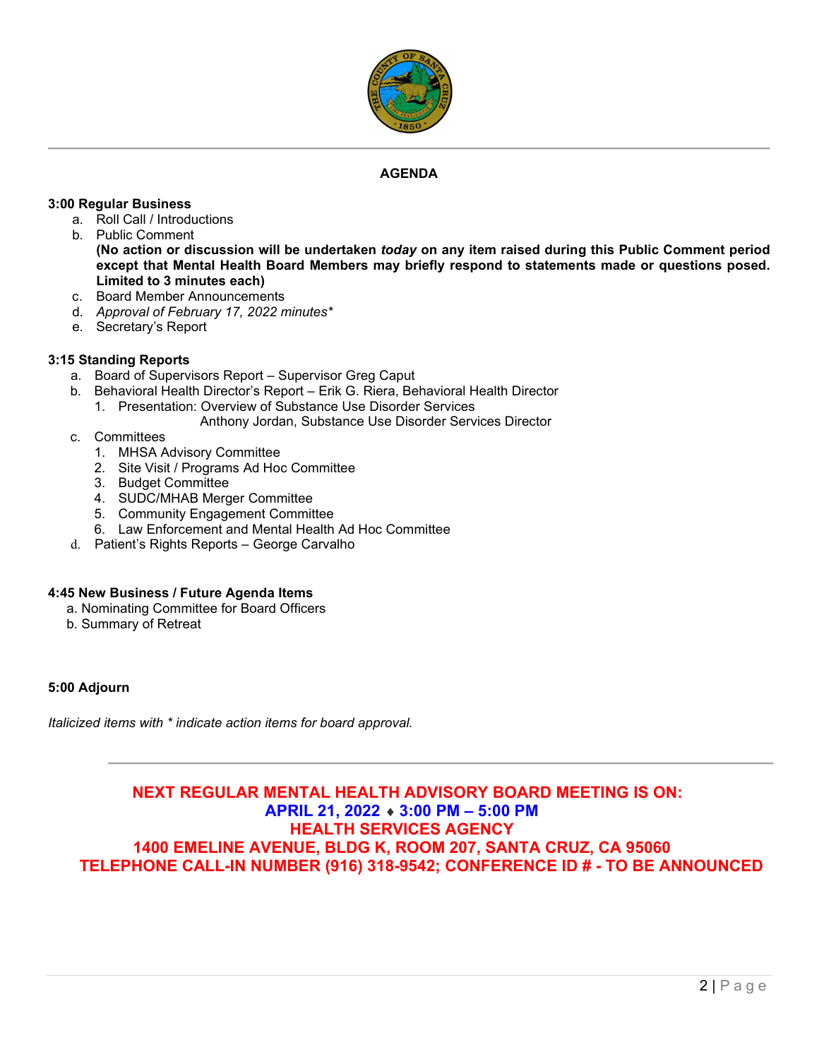## AGENDA

**3:00 Regular Business**

a. Roll Call / Introductions
b. Public Comment
   **(No action or discussion will be undertaken *today* on any item raised during this Public Comment period except that Mental Health Board Members may briefly respond to statements made or questions posed. Limited to 3 minutes each)**
c. Board Member Announcements
d. *Approval of February 17, 2022 minutes**
e. Secretary's Report

**3:15 Standing Reports**

a. Board of Supervisors Report – Supervisor Greg Caput
b. Behavioral Health Director's Report – Erik G. Riera, Behavioral Health Director
   1. Presentation: Overview of Substance Use Disorder Services
      Anthony Jordan, Substance Use Disorder Services Director
c. Committees
   1. MHSA Advisory Committee
   2. Site Visit / Programs Ad Hoc Committee
   3. Budget Committee
   4. SUDC/MHAB Merger Committee
   5. Community Engagement Committee
   6. Law Enforcement and Mental Health Ad Hoc Committee
d. Patient's Rights Reports – George Carvalho

**4:45 New Business / Future Agenda Items**

a. Nominating Committee for Board Officers
b. Summary of Retreat

**5:00 Adjourn**

*Italicized items with * indicate action items for board approval.*

---

**NEXT REGULAR MENTAL HEALTH ADVISORY BOARD MEETING IS ON:**
**APRIL 21, 2022 ♦ 3:00 PM – 5:00 PM**
**HEALTH SERVICES AGENCY**
**1400 EMELINE AVENUE, BLDG K, ROOM 207, SANTA CRUZ, CA 95060**
**TELEPHONE CALL-IN NUMBER (916) 318-9542; CONFERENCE ID # - TO BE ANNOUNCED**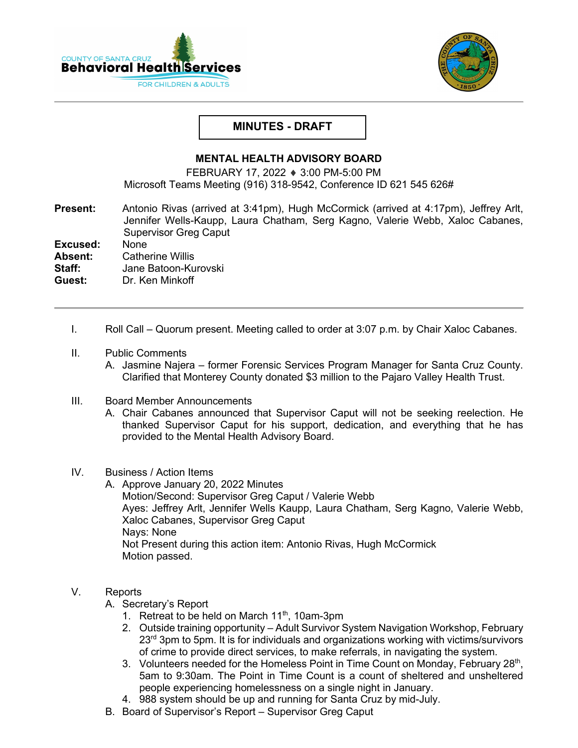**MINUTES - DRAFT**

**MENTAL HEALTH ADVISORY BOARD**

FEBRUARY 17, 2022 ♦ 3:00 PM-5:00 PM
Microsoft Teams Meeting (916) 318-9542, Conference ID 621 545 626#

**Present:** Antonio Rivas (arrived at 3:41pm), Hugh McCormick (arrived at 4:17pm), Jeffrey Arlt, Jennifer Wells-Kaupp, Laura Chatham, Serg Kagno, Valerie Webb, Xaloc Cabanes, Supervisor Greg Caput
**Excused:** None
**Absent:** Catherine Willis
**Staff:** Jane Batoon-Kurovski
**Guest:** Dr. Ken Minkoff

---

I. Roll Call – Quorum present. Meeting called to order at 3:07 p.m. by Chair Xaloc Cabanes.

II. Public Comments
   A. Jasmine Najera – former Forensic Services Program Manager for Santa Cruz County. Clarified that Monterey County donated $3 million to the Pajaro Valley Health Trust.

III. Board Member Announcements
   A. Chair Cabanes announced that Supervisor Caput will not be seeking reelection. He thanked Supervisor Caput for his support, dedication, and everything that he has provided to the Mental Health Advisory Board.

IV. Business / Action Items
   A. Approve January 20, 2022 Minutes
      Motion/Second: Supervisor Greg Caput / Valerie Webb
      Ayes: Jeffrey Arlt, Jennifer Wells Kaupp, Laura Chatham, Serg Kagno, Valerie Webb, Xaloc Cabanes, Supervisor Greg Caput
      Nays: None
      Not Present during this action item: Antonio Rivas, Hugh McCormick
      Motion passed.

V. Reports
   A. Secretary's Report
      1. Retreat to be held on March 11th, 10am-3pm
      2. Outside training opportunity – Adult Survivor System Navigation Workshop, February 23rd 3pm to 5pm. It is for individuals and organizations working with victims/survivors of crime to provide direct services, to make referrals, in navigating the system.
      3. Volunteers needed for the Homeless Point in Time Count on Monday, February 28th, 5am to 9:30am. The Point in Time Count is a count of sheltered and unsheltered people experiencing homelessness on a single night in January.
      4. 988 system should be up and running for Santa Cruz by mid-July.
   B. Board of Supervisor's Report – Supervisor Greg Caput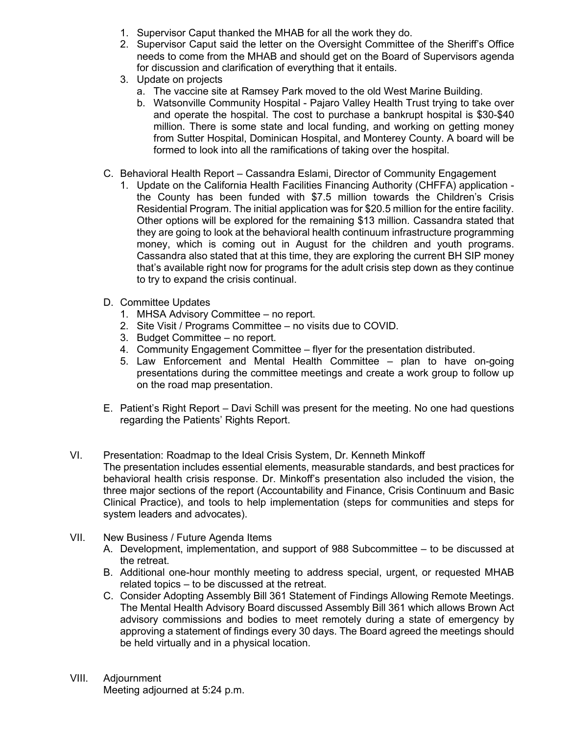1. Supervisor Caput thanked the MHAB for all the work they do.
2. Supervisor Caput said the letter on the Oversight Committee of the Sheriff's Office needs to come from the MHAB and should get on the Board of Supervisors agenda for discussion and clarification of everything that it entails.
3. Update on projects
   a. The vaccine site at Ramsey Park moved to the old West Marine Building.
   b. Watsonville Community Hospital - Pajaro Valley Health Trust trying to take over and operate the hospital. The cost to purchase a bankrupt hospital is $30-$40 million. There is some state and local funding, and working on getting money from Sutter Hospital, Dominican Hospital, and Monterey County. A board will be formed to look into all the ramifications of taking over the hospital.

C. Behavioral Health Report – Cassandra Eslami, Director of Community Engagement
   1. Update on the California Health Facilities Financing Authority (CHFFA) application - the County has been funded with $7.5 million towards the Children's Crisis Residential Program. The initial application was for $20.5 million for the entire facility. Other options will be explored for the remaining $13 million. Cassandra stated that they are going to look at the behavioral health continuum infrastructure programming money, which is coming out in August for the children and youth programs. Cassandra also stated that at this time, they are exploring the current BH SIP money that's available right now for programs for the adult crisis step down as they continue to try to expand the crisis continual.

D. Committee Updates
   1. MHSA Advisory Committee – no report.
   2. Site Visit / Programs Committee – no visits due to COVID.
   3. Budget Committee – no report.
   4. Community Engagement Committee – flyer for the presentation distributed.
   5. Law Enforcement and Mental Health Committee – plan to have on-going presentations during the committee meetings and create a work group to follow up on the road map presentation.

E. Patient's Right Report – Davi Schill was present for the meeting. No one had questions regarding the Patients' Rights Report.

VI. Presentation: Roadmap to the Ideal Crisis System, Dr. Kenneth Minkoff

The presentation includes essential elements, measurable standards, and best practices for behavioral health crisis response. Dr. Minkoff's presentation also included the vision, the three major sections of the report (Accountability and Finance, Crisis Continuum and Basic Clinical Practice), and tools to help implementation (steps for communities and steps for system leaders and advocates).

VII. New Business / Future Agenda Items

A. Development, implementation, and support of 988 Subcommittee – to be discussed at the retreat.

B. Additional one-hour monthly meeting to address special, urgent, or requested MHAB related topics – to be discussed at the retreat.

C. Consider Adopting Assembly Bill 361 Statement of Findings Allowing Remote Meetings. The Mental Health Advisory Board discussed Assembly Bill 361 which allows Brown Act advisory commissions and bodies to meet remotely during a state of emergency by approving a statement of findings every 30 days. The Board agreed the meetings should be held virtually and in a physical location.

VIII. Adjournment

Meeting adjourned at 5:24 p.m.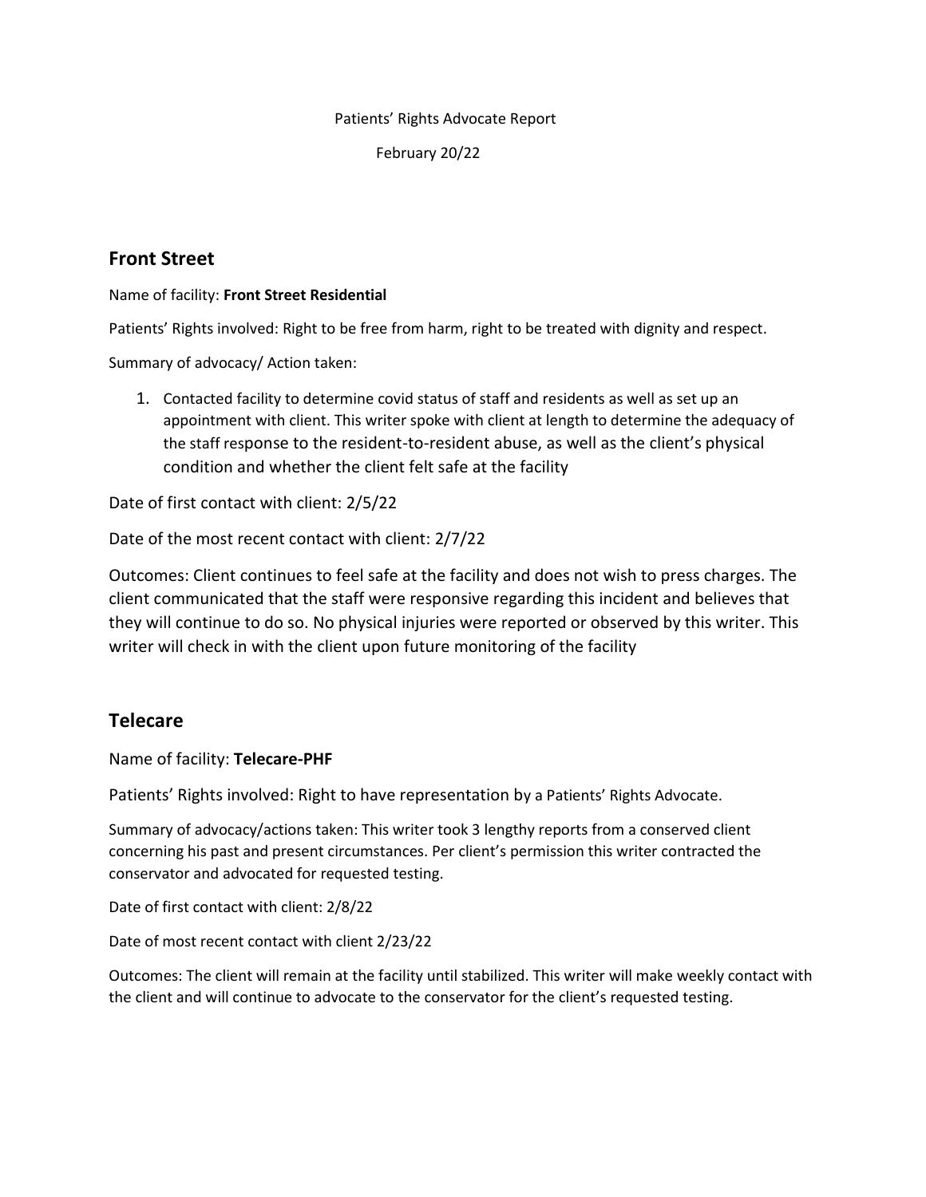Patients' Rights Advocate Report

February 20/22

## Front Street

Name of facility: **Front Street Residential**

Patients' Rights involved: Right to be free from harm, right to be treated with dignity and respect.

Summary of advocacy/ Action taken:

1. Contacted facility to determine covid status of staff and residents as well as set up an appointment with client. This writer spoke with client at length to determine the adequacy of the staff response to the resident-to-resident abuse, as well as the client's physical condition and whether the client felt safe at the facility

Date of first contact with client: 2/5/22

Date of the most recent contact with client: 2/7/22

Outcomes: Client continues to feel safe at the facility and does not wish to press charges. The client communicated that the staff were responsive regarding this incident and believes that they will continue to do so. No physical injuries were reported or observed by this writer. This writer will check in with the client upon future monitoring of the facility

## Telecare

Name of facility: **Telecare-PHF**

Patients' Rights involved: Right to have representation by a Patients' Rights Advocate.

Summary of advocacy/actions taken: This writer took 3 lengthy reports from a conserved client concerning his past and present circumstances. Per client's permission this writer contracted the conservator and advocated for requested testing.

Date of first contact with client: 2/8/22

Date of most recent contact with client 2/23/22

Outcomes: The client will remain at the facility until stabilized. This writer will make weekly contact with the client and will continue to advocate to the conservator for the client's requested testing.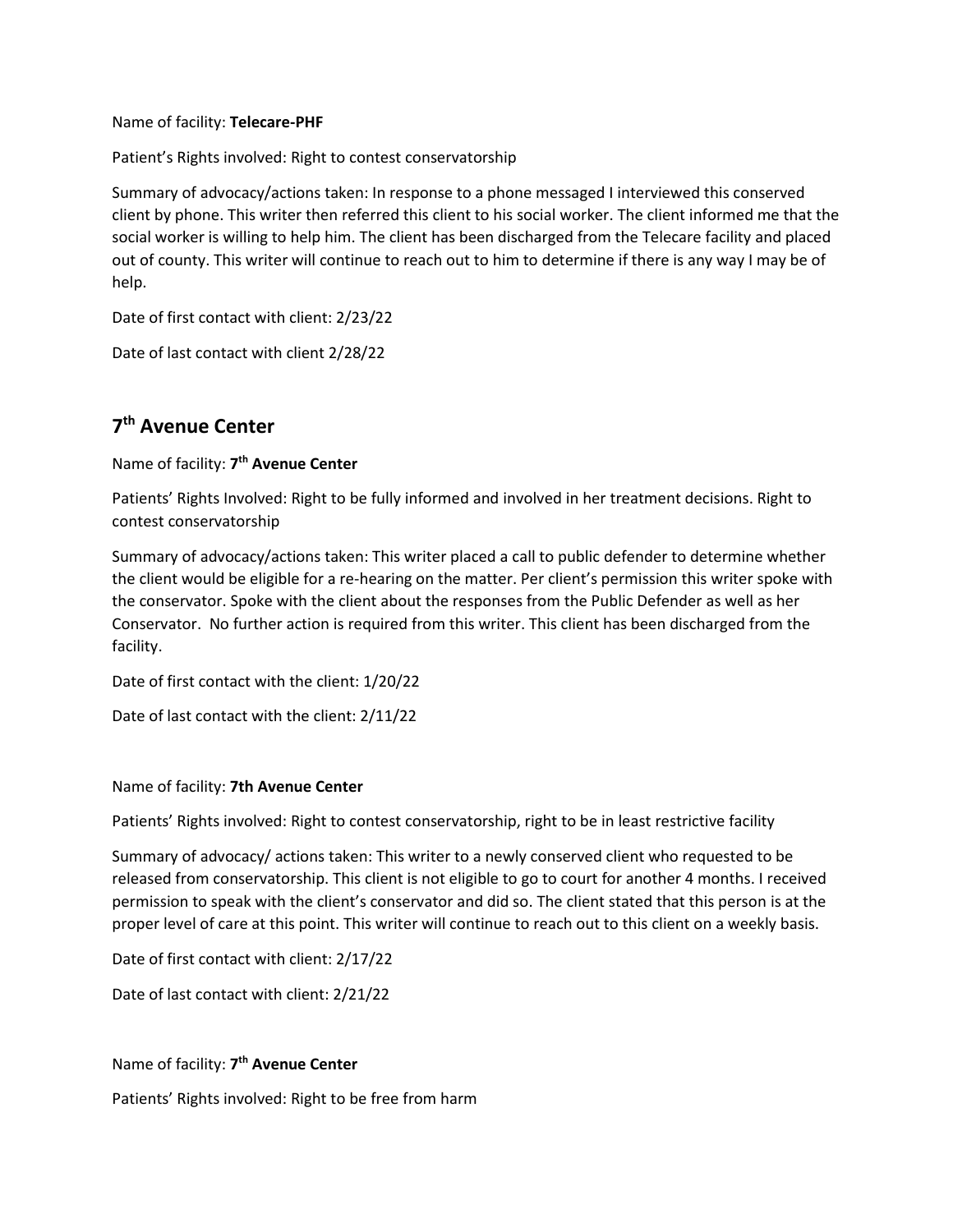Name of facility: **Telecare-PHF**

Patient's Rights involved: Right to contest conservatorship

Summary of advocacy/actions taken: In response to a phone messaged I interviewed this conserved client by phone. This writer then referred this client to his social worker. The client informed me that the social worker is willing to help him. The client has been discharged from the Telecare facility and placed out of county. This writer will continue to reach out to him to determine if there is any way I may be of help.

Date of first contact with client: 2/23/22

Date of last contact with client 2/28/22

## 7th Avenue Center

Name of facility: **7th Avenue Center**

Patients' Rights Involved: Right to be fully informed and involved in her treatment decisions. Right to contest conservatorship

Summary of advocacy/actions taken: This writer placed a call to public defender to determine whether the client would be eligible for a re-hearing on the matter. Per client's permission this writer spoke with the conservator. Spoke with the client about the responses from the Public Defender as well as her Conservator. No further action is required from this writer. This client has been discharged from the facility.

Date of first contact with the client: 1/20/22

Date of last contact with the client: 2/11/22

Name of facility: **7th Avenue Center**

Patients' Rights involved: Right to contest conservatorship, right to be in least restrictive facility

Summary of advocacy/ actions taken: This writer to a newly conserved client who requested to be released from conservatorship. This client is not eligible to go to court for another 4 months. I received permission to speak with the client's conservator and did so. The client stated that this person is at the proper level of care at this point. This writer will continue to reach out to this client on a weekly basis.

Date of first contact with client: 2/17/22

Date of last contact with client: 2/21/22

Name of facility: **7th Avenue Center**

Patients' Rights involved: Right to be free from harm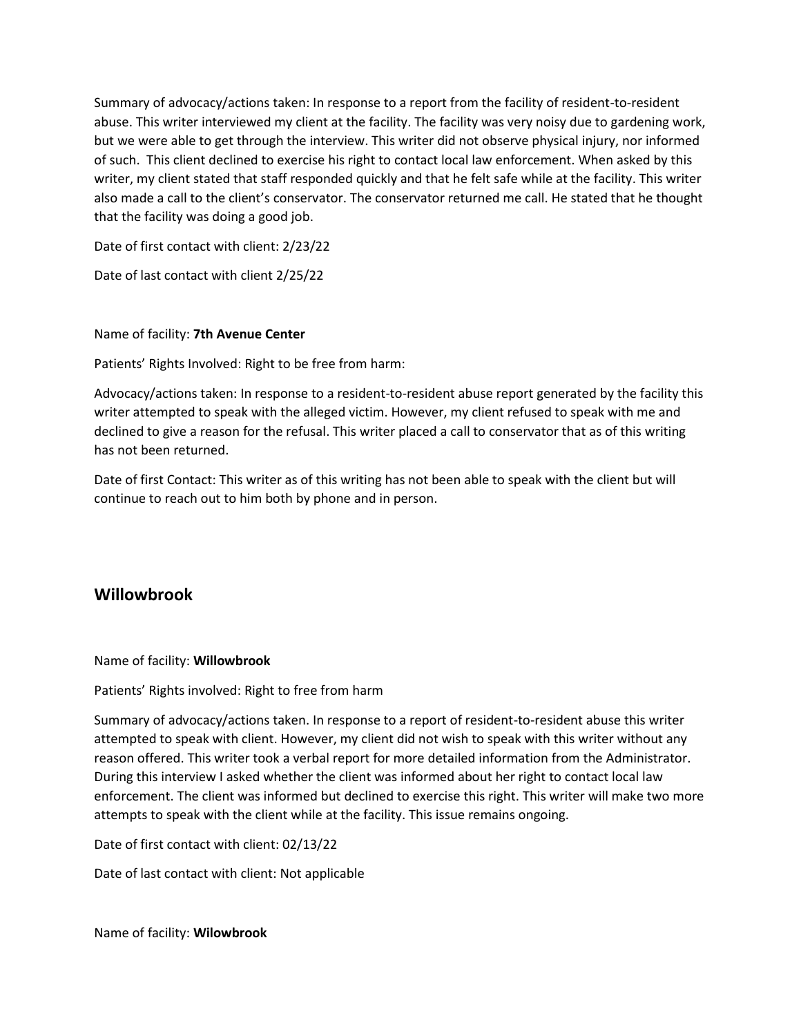Summary of advocacy/actions taken: In response to a report from the facility of resident-to-resident abuse. This writer interviewed my client at the facility. The facility was very noisy due to gardening work, but we were able to get through the interview. This writer did not observe physical injury, nor informed of such. This client declined to exercise his right to contact local law enforcement. When asked by this writer, my client stated that staff responded quickly and that he felt safe while at the facility. This writer also made a call to the client's conservator. The conservator returned me call. He stated that he thought that the facility was doing a good job.

Date of first contact with client: 2/23/22

Date of last contact with client 2/25/22

Name of facility: **7th Avenue Center**

Patients' Rights Involved: Right to be free from harm:

Advocacy/actions taken: In response to a resident-to-resident abuse report generated by the facility this writer attempted to speak with the alleged victim. However, my client refused to speak with me and declined to give a reason for the refusal. This writer placed a call to conservator that as of this writing has not been returned.

Date of first Contact: This writer as of this writing has not been able to speak with the client but will continue to reach out to him both by phone and in person.

## Willowbrook

Name of facility: **Willowbrook**

Patients' Rights involved: Right to free from harm

Summary of advocacy/actions taken. In response to a report of resident-to-resident abuse this writer attempted to speak with client. However, my client did not wish to speak with this writer without any reason offered. This writer took a verbal report for more detailed information from the Administrator. During this interview I asked whether the client was informed about her right to contact local law enforcement. The client was informed but declined to exercise this right. This writer will make two more attempts to speak with the client while at the facility. This issue remains ongoing.

Date of first contact with client: 02/13/22

Date of last contact with client: Not applicable

Name of facility: **Wilowbrook**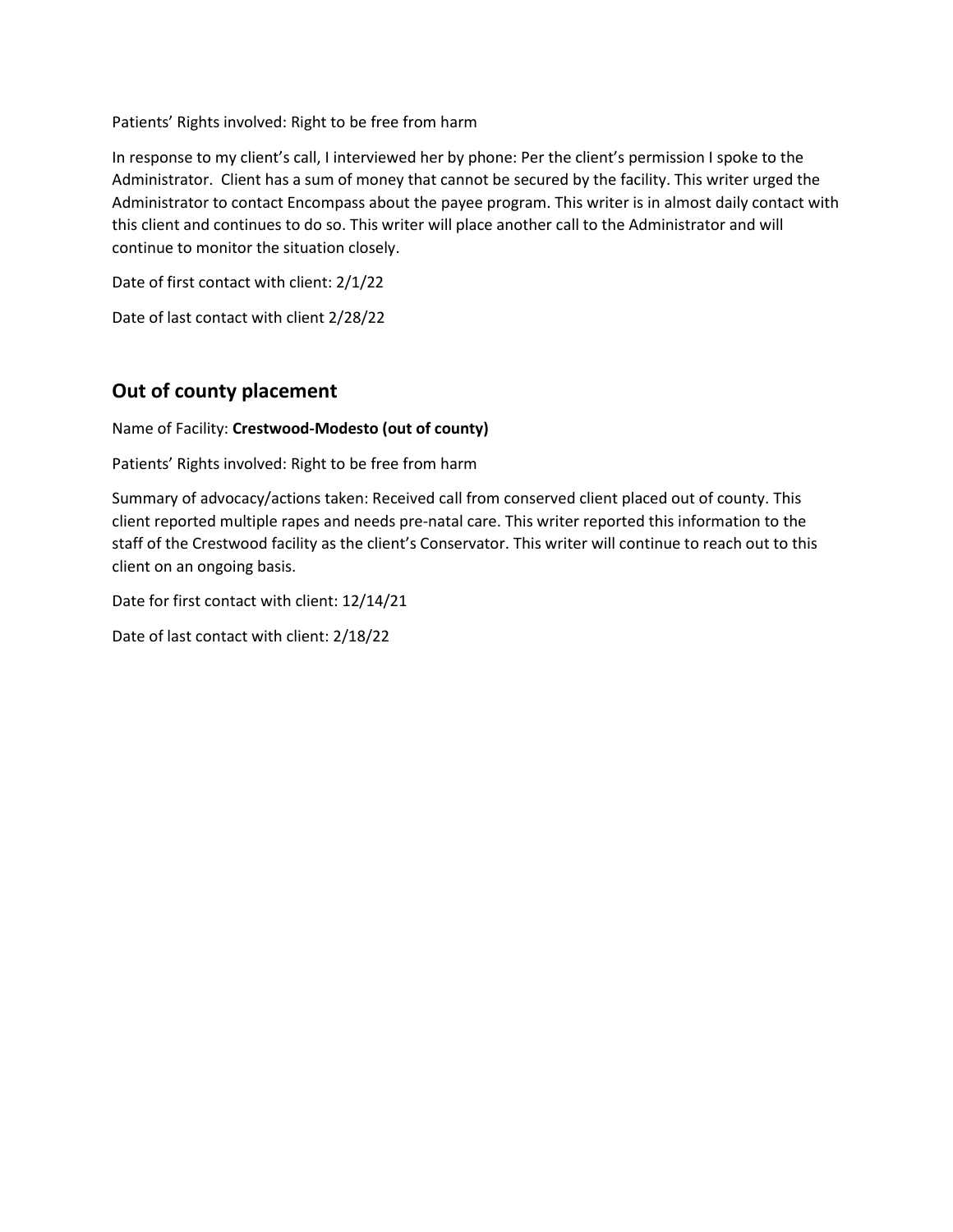Patients' Rights involved: Right to be free from harm

In response to my client's call, I interviewed her by phone: Per the client's permission I spoke to the Administrator. Client has a sum of money that cannot be secured by the facility. This writer urged the Administrator to contact Encompass about the payee program. This writer is in almost daily contact with this client and continues to do so. This writer will place another call to the Administrator and will continue to monitor the situation closely.

Date of first contact with client: 2/1/22

Date of last contact with client 2/28/22

## Out of county placement

Name of Facility: **Crestwood-Modesto (out of county)**

Patients' Rights involved: Right to be free from harm

Summary of advocacy/actions taken: Received call from conserved client placed out of county. This client reported multiple rapes and needs pre-natal care. This writer reported this information to the staff of the Crestwood facility as the client's Conservator. This writer will continue to reach out to this client on an ongoing basis.

Date for first contact with client: 12/14/21

Date of last contact with client: 2/18/22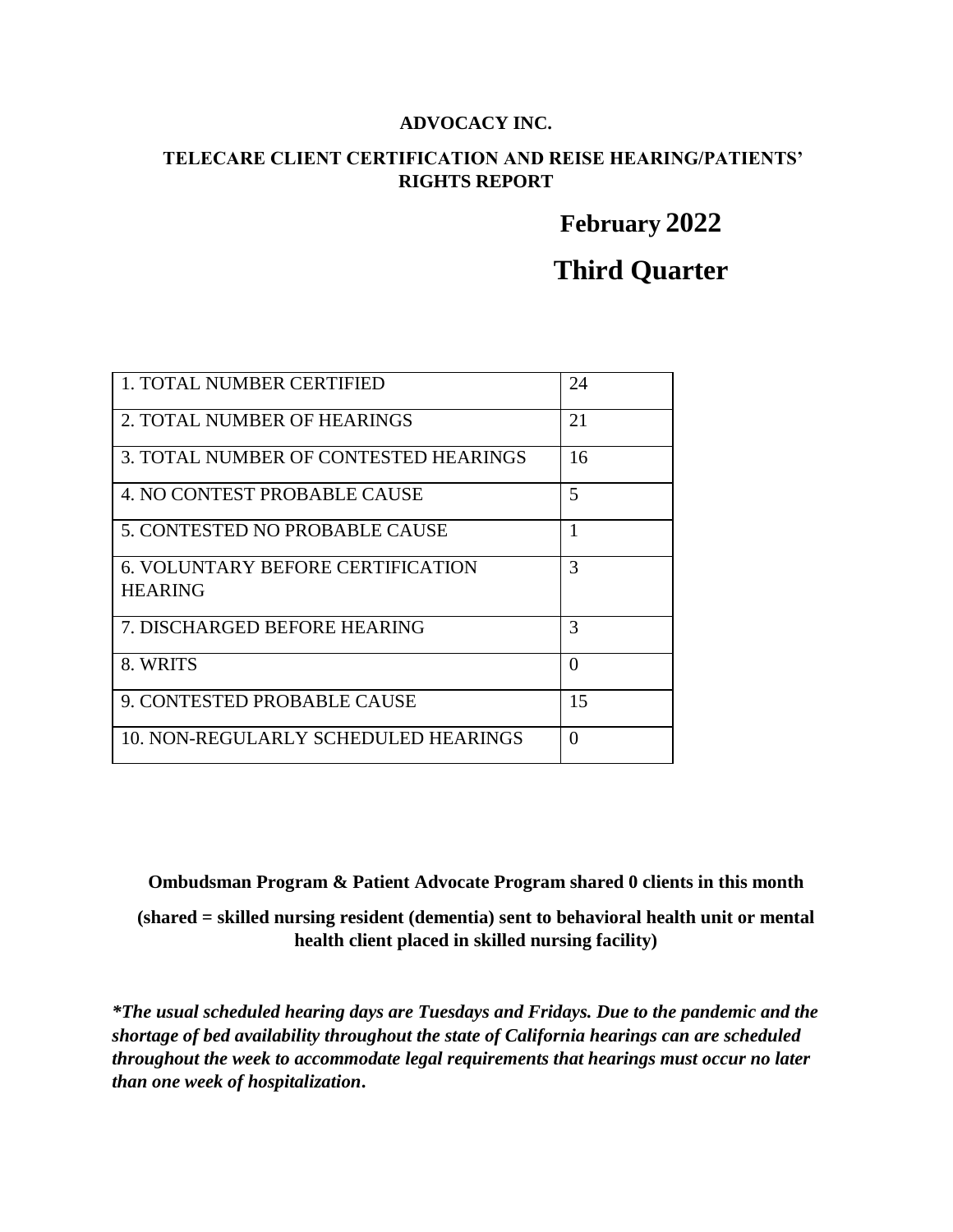**ADVOCACY INC.**

**TELECARE CLIENT CERTIFICATION AND REISE HEARING/PATIENTS' RIGHTS REPORT**

# February 2022

# Third Quarter

| | |
|---|---|
| 1. TOTAL NUMBER CERTIFIED | 24 |
| 2. TOTAL NUMBER OF HEARINGS | 21 |
| 3. TOTAL NUMBER OF CONTESTED HEARINGS | 16 |
| 4. NO CONTEST PROBABLE CAUSE | 5 |
| 5. CONTESTED NO PROBABLE CAUSE | 1 |
| 6. VOLUNTARY BEFORE CERTIFICATION HEARING | 3 |
| 7. DISCHARGED BEFORE HEARING | 3 |
| 8. WRITS | 0 |
| 9. CONTESTED PROBABLE CAUSE | 15 |
| 10. NON-REGULARLY SCHEDULED HEARINGS | 0 |

**Ombudsman Program & Patient Advocate Program shared 0 clients in this month**

**(shared = skilled nursing resident (dementia) sent to behavioral health unit or mental health client placed in skilled nursing facility)**

***The usual scheduled hearing days are Tuesdays and Fridays. Due to the pandemic and the shortage of bed availability throughout the state of California hearings can are scheduled throughout the week to accommodate legal requirements that hearings must occur no later than one week of hospitalization.***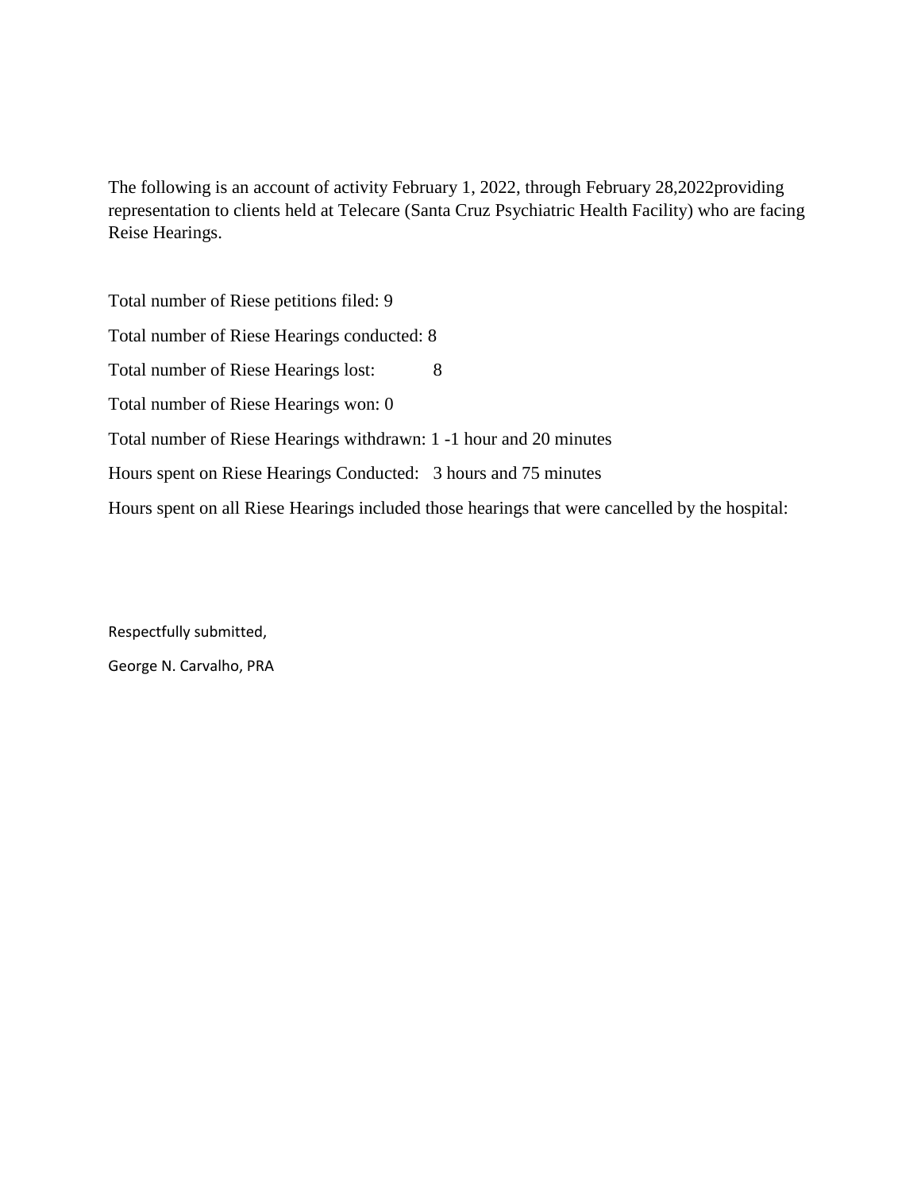The following is an account of activity February 1, 2022, through February 28,2022providing representation to clients held at Telecare (Santa Cruz Psychiatric Health Facility) who are facing Reise Hearings.

Total number of Riese petitions filed: 9

Total number of Riese Hearings conducted: 8

Total number of Riese Hearings lost: 8

Total number of Riese Hearings won: 0

Total number of Riese Hearings withdrawn: 1 -1 hour and 20 minutes

Hours spent on Riese Hearings Conducted: 3 hours and 75 minutes

Hours spent on all Riese Hearings included those hearings that were cancelled by the hospital:

Respectfully submitted,

George N. Carvalho, PRA